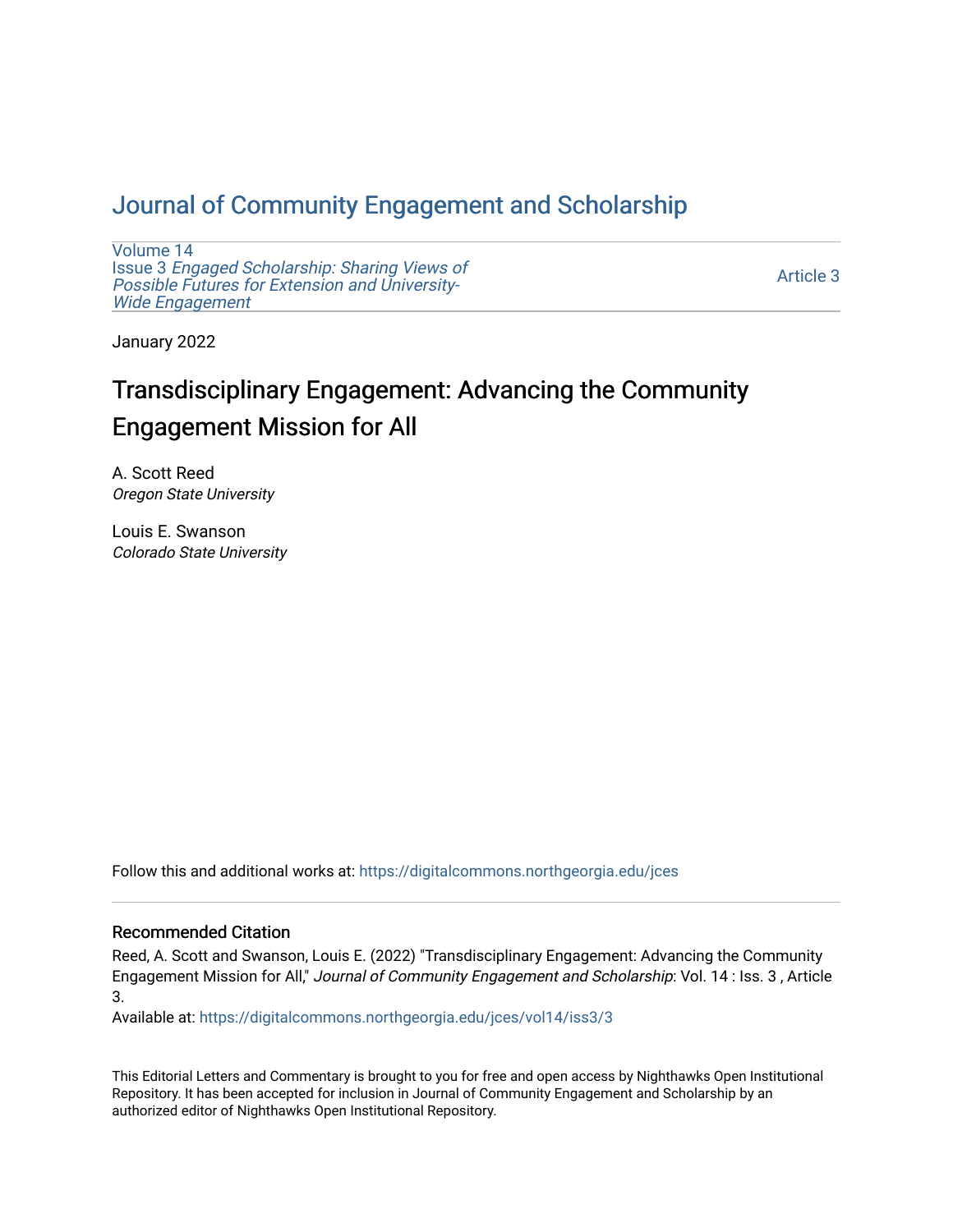# Journal of Community Engagement and Scholarship

Volume 14
Issue 3 *Engaged Scholarship: Sharing Views of Possible Futures for Extension and University-Wide Engagement*

Article 3

January 2022

## Transdisciplinary Engagement: Advancing the Community Engagement Mission for All

A. Scott Reed
*Oregon State University*

Louis E. Swanson
*Colorado State University*

Follow this and additional works at: https://digitalcommons.northgeorgia.edu/jces

### Recommended Citation

Reed, A. Scott and Swanson, Louis E. (2022) "Transdisciplinary Engagement: Advancing the Community Engagement Mission for All," *Journal of Community Engagement and Scholarship*: Vol. 14 : Iss. 3 , Article 3.

Available at: https://digitalcommons.northgeorgia.edu/jces/vol14/iss3/3

This Editorial Letters and Commentary is brought to you for free and open access by Nighthawks Open Institutional Repository. It has been accepted for inclusion in Journal of Community Engagement and Scholarship by an authorized editor of Nighthawks Open Institutional Repository.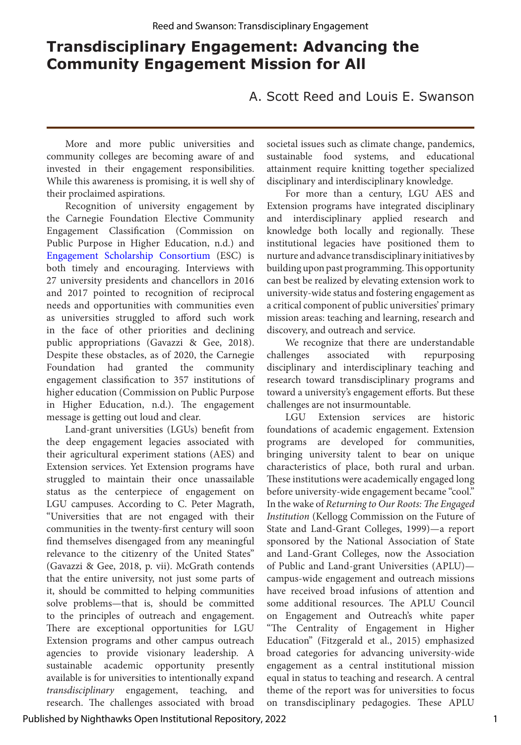# Transdisciplinary Engagement: Advancing the Community Engagement Mission for All

A. Scott Reed and Louis E. Swanson

More and more public universities and community colleges are becoming aware of and invested in their engagement responsibilities. While this awareness is promising, it is well shy of their proclaimed aspirations.

Recognition of university engagement by the Carnegie Foundation Elective Community Engagement Classification (Commission on Public Purpose in Higher Education, n.d.) and Engagement Scholarship Consortium (ESC) is both timely and encouraging. Interviews with 27 university presidents and chancellors in 2016 and 2017 pointed to recognition of reciprocal needs and opportunities with communities even as universities struggled to afford such work in the face of other priorities and declining public appropriations (Gavazzi & Gee, 2018). Despite these obstacles, as of 2020, the Carnegie Foundation had granted the community engagement classification to 357 institutions of higher education (Commission on Public Purpose in Higher Education, n.d.). The engagement message is getting out loud and clear.

Land-grant universities (LGUs) benefit from the deep engagement legacies associated with their agricultural experiment stations (AES) and Extension services. Yet Extension programs have struggled to maintain their once unassailable status as the centerpiece of engagement on LGU campuses. According to C. Peter Magrath, "Universities that are not engaged with their communities in the twenty-first century will soon find themselves disengaged from any meaningful relevance to the citizenry of the United States" (Gavazzi & Gee, 2018, p. vii). McGrath contends that the entire university, not just some parts of it, should be committed to helping communities solve problems—that is, should be committed to the principles of outreach and engagement. There are exceptional opportunities for LGU Extension programs and other campus outreach agencies to provide visionary leadership. A sustainable academic opportunity presently available is for universities to intentionally expand *transdisciplinary* engagement, teaching, and research. The challenges associated with broad societal issues such as climate change, pandemics, sustainable food systems, and educational attainment require knitting together specialized disciplinary and interdisciplinary knowledge.

For more than a century, LGU AES and Extension programs have integrated disciplinary and interdisciplinary applied research and knowledge both locally and regionally. These institutional legacies have positioned them to nurture and advance transdisciplinary initiatives by building upon past programming. This opportunity can best be realized by elevating extension work to university-wide status and fostering engagement as a critical component of public universities' primary mission areas: teaching and learning, research and discovery, and outreach and service.

We recognize that there are understandable challenges associated with repurposing disciplinary and interdisciplinary teaching and research toward transdisciplinary programs and toward a university's engagement efforts. But these challenges are not insurmountable.

LGU Extension services are historic foundations of academic engagement. Extension programs are developed for communities, bringing university talent to bear on unique characteristics of place, both rural and urban. These institutions were academically engaged long before university-wide engagement became "cool." In the wake of *Returning to Our Roots: The Engaged Institution* (Kellogg Commission on the Future of State and Land-Grant Colleges, 1999)—a report sponsored by the National Association of State and Land-Grant Colleges, now the Association of Public and Land-grant Universities (APLU)—campus-wide engagement and outreach missions have received broad infusions of attention and some additional resources. The APLU Council on Engagement and Outreach's white paper "The Centrality of Engagement in Higher Education" (Fitzgerald et al., 2015) emphasized broad categories for advancing university-wide engagement as a central institutional mission equal in status to teaching and research. A central theme of the report was for universities to focus on transdisciplinary pedagogies. These APLU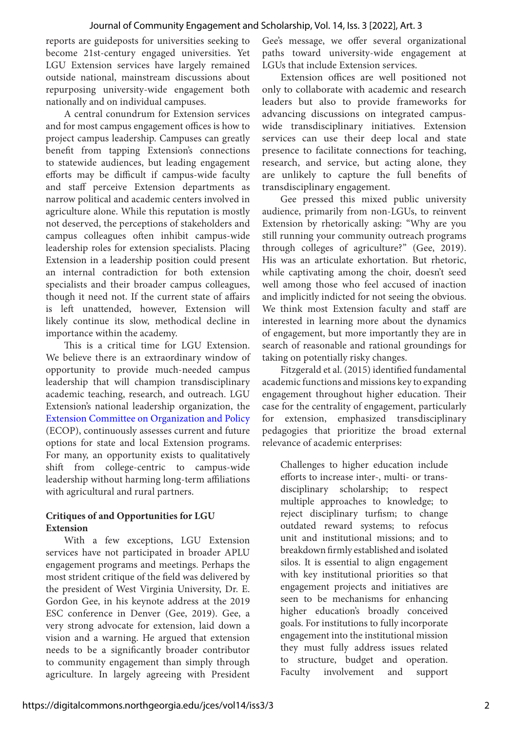reports are guideposts for universities seeking to become 21st-century engaged universities. Yet LGU Extension services have largely remained outside national, mainstream discussions about repurposing university-wide engagement both nationally and on individual campuses.

A central conundrum for Extension services and for most campus engagement offices is how to project campus leadership. Campuses can greatly benefit from tapping Extension's connections to statewide audiences, but leading engagement efforts may be difficult if campus-wide faculty and staff perceive Extension departments as narrow political and academic centers involved in agriculture alone. While this reputation is mostly not deserved, the perceptions of stakeholders and campus colleagues often inhibit campus-wide leadership roles for extension specialists. Placing Extension in a leadership position could present an internal contradiction for both extension specialists and their broader campus colleagues, though it need not. If the current state of affairs is left unattended, however, Extension will likely continue its slow, methodical decline in importance within the academy.

This is a critical time for LGU Extension. We believe there is an extraordinary window of opportunity to provide much-needed campus leadership that will champion transdisciplinary academic teaching, research, and outreach. LGU Extension's national leadership organization, the Extension Committee on Organization and Policy (ECOP), continuously assesses current and future options for state and local Extension programs. For many, an opportunity exists to qualitatively shift from college-centric to campus-wide leadership without harming long-term affiliations with agricultural and rural partners.

## Critiques of and Opportunities for LGU Extension

With a few exceptions, LGU Extension services have not participated in broader APLU engagement programs and meetings. Perhaps the most strident critique of the field was delivered by the president of West Virginia University, Dr. E. Gordon Gee, in his keynote address at the 2019 ESC conference in Denver (Gee, 2019). Gee, a very strong advocate for extension, laid down a vision and a warning. He argued that extension needs to be a significantly broader contributor to community engagement than simply through agriculture. In largely agreeing with President Gee's message, we offer several organizational paths toward university-wide engagement at LGUs that include Extension services.

Extension offices are well positioned not only to collaborate with academic and research leaders but also to provide frameworks for advancing discussions on integrated campus-wide transdisciplinary initiatives. Extension services can use their deep local and state presence to facilitate connections for teaching, research, and service, but acting alone, they are unlikely to capture the full benefits of transdisciplinary engagement.

Gee pressed this mixed public university audience, primarily from non-LGUs, to reinvent Extension by rhetorically asking: "Why are you still running your community outreach programs through colleges of agriculture?" (Gee, 2019). His was an articulate exhortation. But rhetoric, while captivating among the choir, doesn't seed well among those who feel accused of inaction and implicitly indicted for not seeing the obvious. We think most Extension faculty and staff are interested in learning more about the dynamics of engagement, but more importantly they are in search of reasonable and rational groundings for taking on potentially risky changes.

Fitzgerald et al. (2015) identified fundamental academic functions and missions key to expanding engagement throughout higher education. Their case for the centrality of engagement, particularly for extension, emphasized transdisciplinary pedagogies that prioritize the broad external relevance of academic enterprises:

> Challenges to higher education include efforts to increase inter-, multi- or trans-disciplinary scholarship; to respect multiple approaches to knowledge; to reject disciplinary turfism; to change outdated reward systems; to refocus unit and institutional missions; and to breakdown firmly established and isolated silos. It is essential to align engagement with key institutional priorities so that engagement projects and initiatives are seen to be mechanisms for enhancing higher education's broadly conceived goals. For institutions to fully incorporate engagement into the institutional mission they must fully address issues related to structure, budget and operation. Faculty involvement and support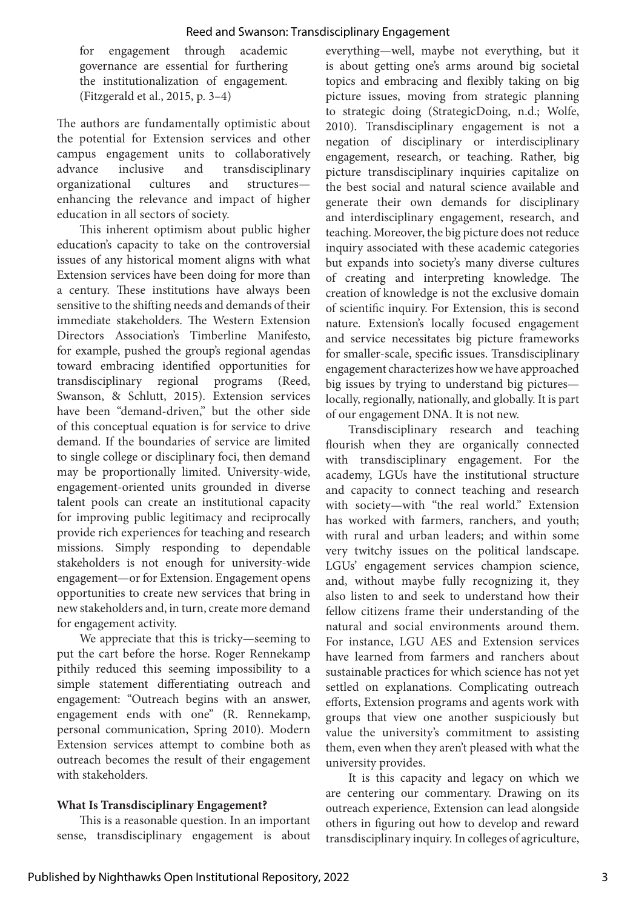for engagement through academic governance are essential for furthering the institutionalization of engagement. (Fitzgerald et al., 2015, p. 3–4)

The authors are fundamentally optimistic about the potential for Extension services and other campus engagement units to collaboratively advance inclusive and transdisciplinary organizational cultures and structures—enhancing the relevance and impact of higher education in all sectors of society.

This inherent optimism about public higher education's capacity to take on the controversial issues of any historical moment aligns with what Extension services have been doing for more than a century. These institutions have always been sensitive to the shifting needs and demands of their immediate stakeholders. The Western Extension Directors Association's Timberline Manifesto, for example, pushed the group's regional agendas toward embracing identified opportunities for transdisciplinary regional programs (Reed, Swanson, & Schlutt, 2015). Extension services have been "demand-driven," but the other side of this conceptual equation is for service to drive demand. If the boundaries of service are limited to single college or disciplinary foci, then demand may be proportionally limited. University-wide, engagement-oriented units grounded in diverse talent pools can create an institutional capacity for improving public legitimacy and reciprocally provide rich experiences for teaching and research missions. Simply responding to dependable stakeholders is not enough for university-wide engagement—or for Extension. Engagement opens opportunities to create new services that bring in new stakeholders and, in turn, create more demand for engagement activity.

We appreciate that this is tricky—seeming to put the cart before the horse. Roger Rennekamp pithily reduced this seeming impossibility to a simple statement differentiating outreach and engagement: "Outreach begins with an answer, engagement ends with one" (R. Rennekamp, personal communication, Spring 2010). Modern Extension services attempt to combine both as outreach becomes the result of their engagement with stakeholders.

**What Is Transdisciplinary Engagement?**

This is a reasonable question. In an important sense, transdisciplinary engagement is about everything—well, maybe not everything, but it is about getting one's arms around big societal topics and embracing and flexibly taking on big picture issues, moving from strategic planning to strategic doing (StrategicDoing, n.d.; Wolfe, 2010). Transdisciplinary engagement is not a negation of disciplinary or interdisciplinary engagement, research, or teaching. Rather, big picture transdisciplinary inquiries capitalize on the best social and natural science available and generate their own demands for disciplinary and interdisciplinary engagement, research, and teaching. Moreover, the big picture does not reduce inquiry associated with these academic categories but expands into society's many diverse cultures of creating and interpreting knowledge. The creation of knowledge is not the exclusive domain of scientific inquiry. For Extension, this is second nature. Extension's locally focused engagement and service necessitates big picture frameworks for smaller-scale, specific issues. Transdisciplinary engagement characterizes how we have approached big issues by trying to understand big pictures—locally, regionally, nationally, and globally. It is part of our engagement DNA. It is not new.

Transdisciplinary research and teaching flourish when they are organically connected with transdisciplinary engagement. For the academy, LGUs have the institutional structure and capacity to connect teaching and research with society—with "the real world." Extension has worked with farmers, ranchers, and youth; with rural and urban leaders; and within some very twitchy issues on the political landscape. LGUs' engagement services champion science, and, without maybe fully recognizing it, they also listen to and seek to understand how their fellow citizens frame their understanding of the natural and social environments around them. For instance, LGU AES and Extension services have learned from farmers and ranchers about sustainable practices for which science has not yet settled on explanations. Complicating outreach efforts, Extension programs and agents work with groups that view one another suspiciously but value the university's commitment to assisting them, even when they aren't pleased with what the university provides.

It is this capacity and legacy on which we are centering our commentary. Drawing on its outreach experience, Extension can lead alongside others in figuring out how to develop and reward transdisciplinary inquiry. In colleges of agriculture,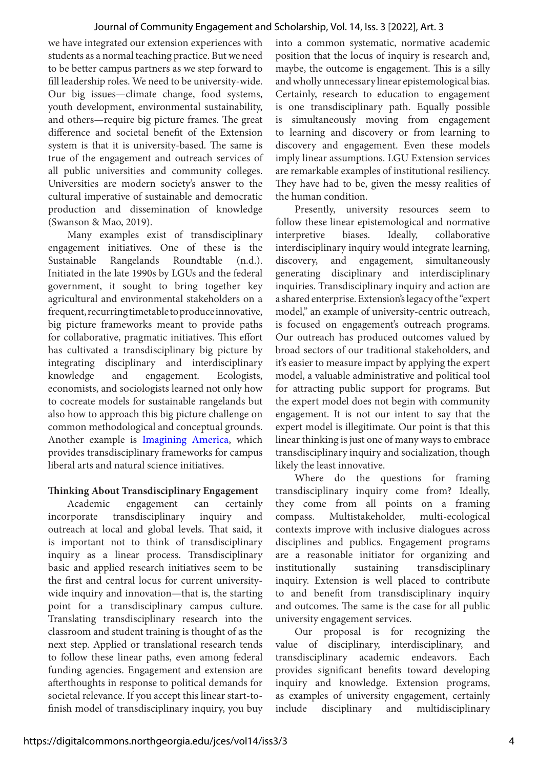we have integrated our extension experiences with students as a normal teaching practice. But we need to be better campus partners as we step forward to fill leadership roles. We need to be university-wide. Our big issues—climate change, food systems, youth development, environmental sustainability, and others—require big picture frames. The great difference and societal benefit of the Extension system is that it is university-based. The same is true of the engagement and outreach services of all public universities and community colleges. Universities are modern society's answer to the cultural imperative of sustainable and democratic production and dissemination of knowledge (Swanson & Mao, 2019).

Many examples exist of transdisciplinary engagement initiatives. One of these is the Sustainable Rangelands Roundtable (n.d.). Initiated in the late 1990s by LGUs and the federal government, it sought to bring together key agricultural and environmental stakeholders on a frequent, recurring timetable to produce innovative, big picture frameworks meant to provide paths for collaborative, pragmatic initiatives. This effort has cultivated a transdisciplinary big picture by integrating disciplinary and interdisciplinary knowledge and engagement. Ecologists, economists, and sociologists learned not only how to cocreate models for sustainable rangelands but also how to approach this big picture challenge on common methodological and conceptual grounds. Another example is Imagining America, which provides transdisciplinary frameworks for campus liberal arts and natural science initiatives.

**Thinking About Transdisciplinary Engagement**

Academic engagement can certainly incorporate transdisciplinary inquiry and outreach at local and global levels. That said, it is important not to think of transdisciplinary inquiry as a linear process. Transdisciplinary basic and applied research initiatives seem to be the first and central locus for current university-wide inquiry and innovation—that is, the starting point for a transdisciplinary campus culture. Translating transdisciplinary research into the classroom and student training is thought of as the next step. Applied or translational research tends to follow these linear paths, even among federal funding agencies. Engagement and extension are afterthoughts in response to political demands for societal relevance. If you accept this linear start-to-finish model of transdisciplinary inquiry, you buy into a common systematic, normative academic position that the locus of inquiry is research and, maybe, the outcome is engagement. This is a silly and wholly unnecessary linear epistemological bias. Certainly, research to education to engagement is one transdisciplinary path. Equally possible is simultaneously moving from engagement to learning and discovery or from learning to discovery and engagement. Even these models imply linear assumptions. LGU Extension services are remarkable examples of institutional resiliency. They have had to be, given the messy realities of the human condition.

Presently, university resources seem to follow these linear epistemological and normative interpretive biases. Ideally, collaborative interdisciplinary inquiry would integrate learning, discovery, and engagement, simultaneously generating disciplinary and interdisciplinary inquiries. Transdisciplinary inquiry and action are a shared enterprise. Extension's legacy of the "expert model," an example of university-centric outreach, is focused on engagement's outreach programs. Our outreach has produced outcomes valued by broad sectors of our traditional stakeholders, and it's easier to measure impact by applying the expert model, a valuable administrative and political tool for attracting public support for programs. But the expert model does not begin with community engagement. It is not our intent to say that the expert model is illegitimate. Our point is that this linear thinking is just one of many ways to embrace transdisciplinary inquiry and socialization, though likely the least innovative.

Where do the questions for framing transdisciplinary inquiry come from? Ideally, they come from all points on a framing compass. Multistakeholder, multi-ecological contexts improve with inclusive dialogues across disciplines and publics. Engagement programs are a reasonable initiator for organizing and institutionally sustaining transdisciplinary inquiry. Extension is well placed to contribute to and benefit from transdisciplinary inquiry and outcomes. The same is the case for all public university engagement services.

Our proposal is for recognizing the value of disciplinary, interdisciplinary, and transdisciplinary academic endeavors. Each provides significant benefits toward developing inquiry and knowledge. Extension programs, as examples of university engagement, certainly include disciplinary and multidisciplinary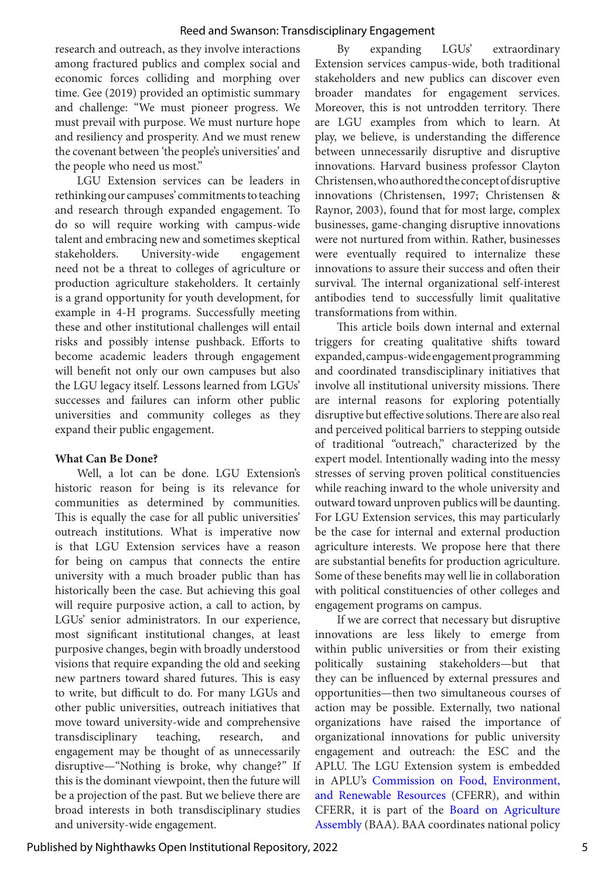research and outreach, as they involve interactions among fractured publics and complex social and economic forces colliding and morphing over time. Gee (2019) provided an optimistic summary and challenge: "We must pioneer progress. We must prevail with purpose. We must nurture hope and resiliency and prosperity. And we must renew the covenant between 'the people's universities' and the people who need us most."

LGU Extension services can be leaders in rethinking our campuses' commitments to teaching and research through expanded engagement. To do so will require working with campus-wide talent and embracing new and sometimes skeptical stakeholders. University-wide engagement need not be a threat to colleges of agriculture or production agriculture stakeholders. It certainly is a grand opportunity for youth development, for example in 4-H programs. Successfully meeting these and other institutional challenges will entail risks and possibly intense pushback. Efforts to become academic leaders through engagement will benefit not only our own campuses but also the LGU legacy itself. Lessons learned from LGUs' successes and failures can inform other public universities and community colleges as they expand their public engagement.

**What Can Be Done?**

Well, a lot can be done. LGU Extension's historic reason for being is its relevance for communities as determined by communities. This is equally the case for all public universities' outreach institutions. What is imperative now is that LGU Extension services have a reason for being on campus that connects the entire university with a much broader public than has historically been the case. But achieving this goal will require purposive action, a call to action, by LGUs' senior administrators. In our experience, most significant institutional changes, at least purposive changes, begin with broadly understood visions that require expanding the old and seeking new partners toward shared futures. This is easy to write, but difficult to do. For many LGUs and other public universities, outreach initiatives that move toward university-wide and comprehensive transdisciplinary teaching, research, and engagement may be thought of as unnecessarily disruptive—"Nothing is broke, why change?" If this is the dominant viewpoint, then the future will be a projection of the past. But we believe there are broad interests in both transdisciplinary studies and university-wide engagement.

By expanding LGUs' extraordinary Extension services campus-wide, both traditional stakeholders and new publics can discover even broader mandates for engagement services. Moreover, this is not untrodden territory. There are LGU examples from which to learn. At play, we believe, is understanding the difference between unnecessarily disruptive and disruptive innovations. Harvard business professor Clayton Christensen, who authored the concept of disruptive innovations (Christensen, 1997; Christensen & Raynor, 2003), found that for most large, complex businesses, game-changing disruptive innovations were not nurtured from within. Rather, businesses were eventually required to internalize these innovations to assure their success and often their survival. The internal organizational self-interest antibodies tend to successfully limit qualitative transformations from within.

This article boils down internal and external triggers for creating qualitative shifts toward expanded, campus-wide engagement programming and coordinated transdisciplinary initiatives that involve all institutional university missions. There are internal reasons for exploring potentially disruptive but effective solutions. There are also real and perceived political barriers to stepping outside of traditional "outreach," characterized by the expert model. Intentionally wading into the messy stresses of serving proven political constituencies while reaching inward to the whole university and outward toward unproven publics will be daunting. For LGU Extension services, this may particularly be the case for internal and external production agriculture interests. We propose here that there are substantial benefits for production agriculture. Some of these benefits may well lie in collaboration with political constituencies of other colleges and engagement programs on campus.

If we are correct that necessary but disruptive innovations are less likely to emerge from within public universities or from their existing politically sustaining stakeholders—but that they can be influenced by external pressures and opportunities—then two simultaneous courses of action may be possible. Externally, two national organizations have raised the importance of organizational innovations for public university engagement and outreach: the ESC and the APLU. The LGU Extension system is embedded in APLU's Commission on Food, Environment, and Renewable Resources (CFERR), and within CFERR, it is part of the Board on Agriculture Assembly (BAA). BAA coordinates national policy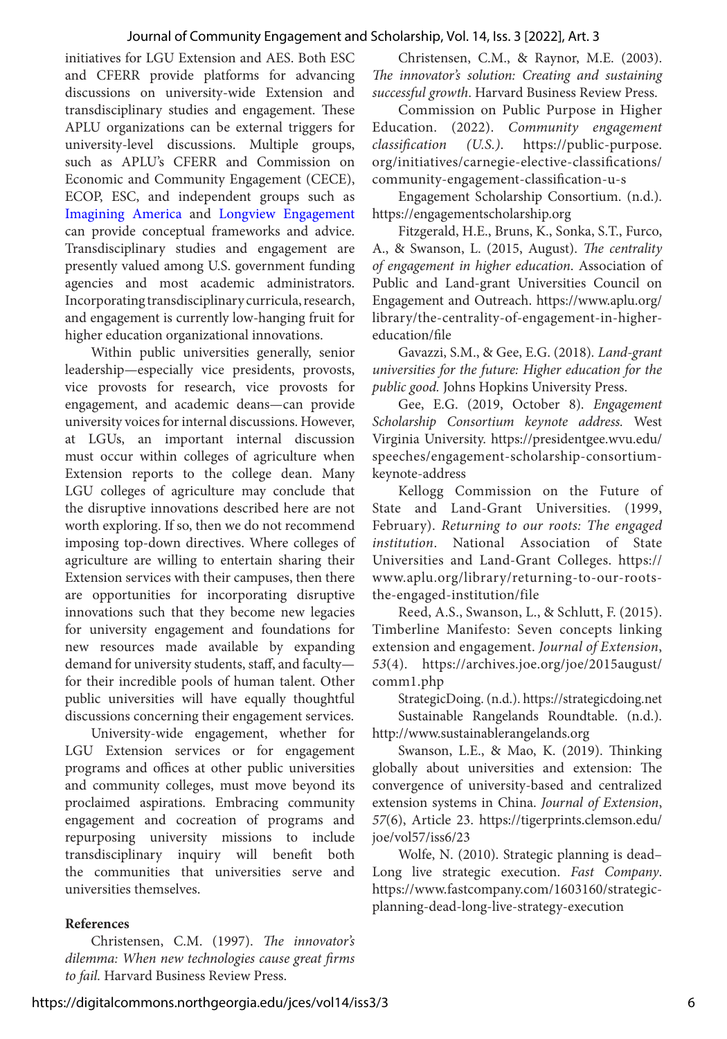initiatives for LGU Extension and AES. Both ESC and CFERR provide platforms for advancing discussions on university-wide Extension and transdisciplinary studies and engagement. These APLU organizations can be external triggers for university-level discussions. Multiple groups, such as APLU's CFERR and Commission on Economic and Community Engagement (CECE), ECOP, ESC, and independent groups such as Imagining America and Longview Engagement can provide conceptual frameworks and advice. Transdisciplinary studies and engagement are presently valued among U.S. government funding agencies and most academic administrators. Incorporating transdisciplinary curricula, research, and engagement is currently low-hanging fruit for higher education organizational innovations.

Within public universities generally, senior leadership—especially vice presidents, provosts, vice provosts for research, vice provosts for engagement, and academic deans—can provide university voices for internal discussions. However, at LGUs, an important internal discussion must occur within colleges of agriculture when Extension reports to the college dean. Many LGU colleges of agriculture may conclude that the disruptive innovations described here are not worth exploring. If so, then we do not recommend imposing top-down directives. Where colleges of agriculture are willing to entertain sharing their Extension services with their campuses, then there are opportunities for incorporating disruptive innovations such that they become new legacies for university engagement and foundations for new resources made available by expanding demand for university students, staff, and faculty—for their incredible pools of human talent. Other public universities will have equally thoughtful discussions concerning their engagement services.

University-wide engagement, whether for LGU Extension services or for engagement programs and offices at other public universities and community colleges, must move beyond its proclaimed aspirations. Embracing community engagement and cocreation of programs and repurposing university missions to include transdisciplinary inquiry will benefit both the communities that universities serve and universities themselves.

**References**

Christensen, C.M. (1997). *The innovator's dilemma: When new technologies cause great firms to fail.* Harvard Business Review Press.

Christensen, C.M., & Raynor, M.E. (2003). *The innovator's solution: Creating and sustaining successful growth.* Harvard Business Review Press.

Commission on Public Purpose in Higher Education. (2022). *Community engagement classification (U.S.).* https://public-purpose.org/initiatives/carnegie-elective-classifications/community-engagement-classification-u-s

Engagement Scholarship Consortium. (n.d.). https://engagementscholarship.org

Fitzgerald, H.E., Bruns, K., Sonka, S.T., Furco, A., & Swanson, L. (2015, August). *The centrality of engagement in higher education.* Association of Public and Land-grant Universities Council on Engagement and Outreach. https://www.aplu.org/library/the-centrality-of-engagement-in-higher-education/file

Gavazzi, S.M., & Gee, E.G. (2018). *Land-grant universities for the future: Higher education for the public good.* Johns Hopkins University Press.

Gee, E.G. (2019, October 8). *Engagement Scholarship Consortium keynote address.* West Virginia University. https://presidentgee.wvu.edu/speeches/engagement-scholarship-consortium-keynote-address

Kellogg Commission on the Future of State and Land-Grant Universities. (1999, February). *Returning to our roots: The engaged institution.* National Association of State Universities and Land-Grant Colleges. https://www.aplu.org/library/returning-to-our-roots-the-engaged-institution/file

Reed, A.S., Swanson, L., & Schlutt, F. (2015). Timberline Manifesto: Seven concepts linking extension and engagement. *Journal of Extension*, *53*(4). https://archives.joe.org/joe/2015august/comm1.php

StrategicDoing. (n.d.). https://strategicdoing.net

Sustainable Rangelands Roundtable. (n.d.). http://www.sustainablerangelands.org

Swanson, L.E., & Mao, K. (2019). Thinking globally about universities and extension: The convergence of university-based and centralized extension systems in China. *Journal of Extension*, *57*(6), Article 23. https://tigerprints.clemson.edu/joe/vol57/iss6/23

Wolfe, N. (2010). Strategic planning is dead–Long live strategic execution. *Fast Company*. https://www.fastcompany.com/1603160/strategic-planning-dead-long-live-strategy-execution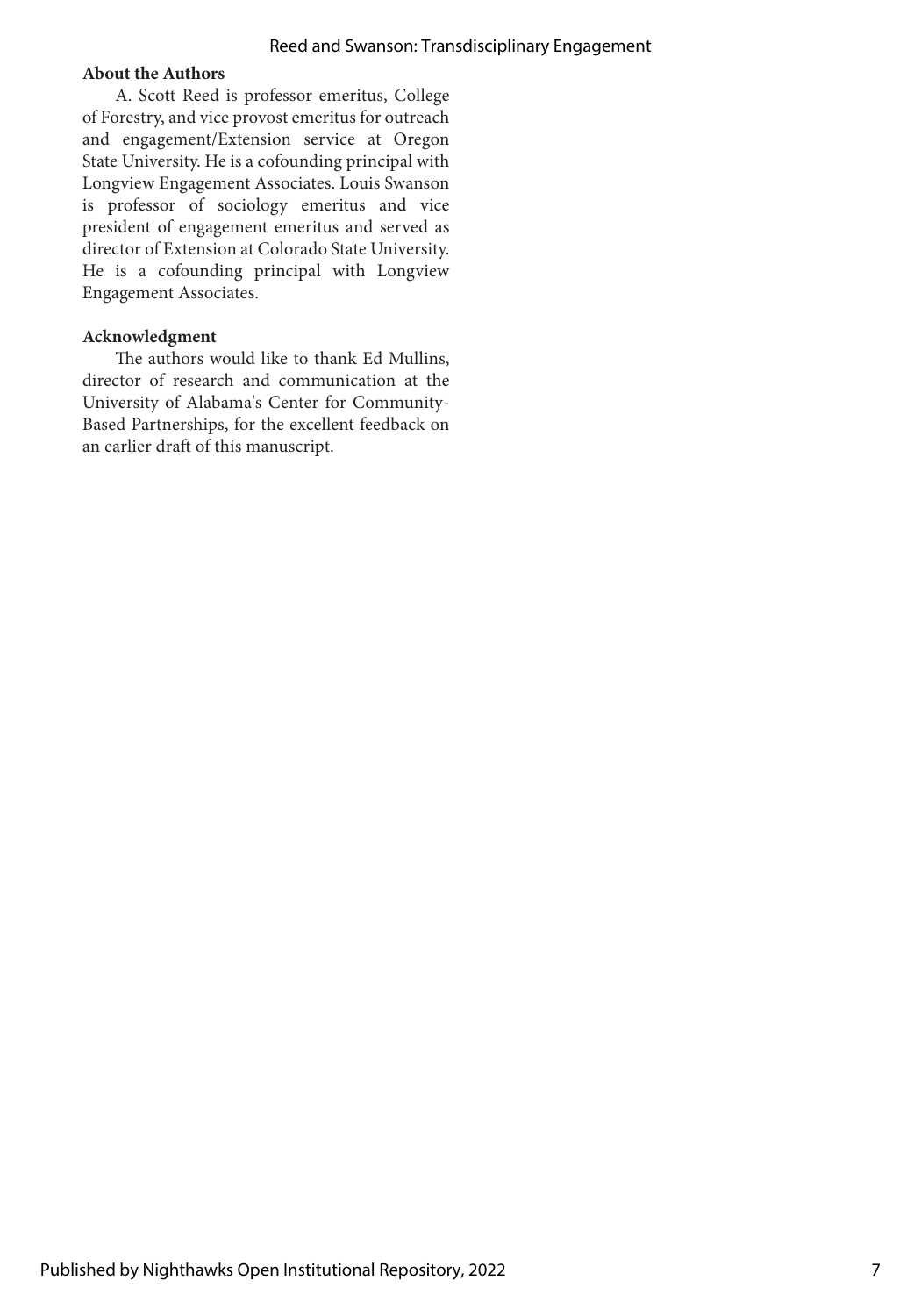**About the Authors**

A. Scott Reed is professor emeritus, College of Forestry, and vice provost emeritus for outreach and engagement/Extension service at Oregon State University. He is a cofounding principal with Longview Engagement Associates. Louis Swanson is professor of sociology emeritus and vice president of engagement emeritus and served as director of Extension at Colorado State University. He is a cofounding principal with Longview Engagement Associates.

**Acknowledgment**

The authors would like to thank Ed Mullins, director of research and communication at the University of Alabama's Center for Community-Based Partnerships, for the excellent feedback on an earlier draft of this manuscript.